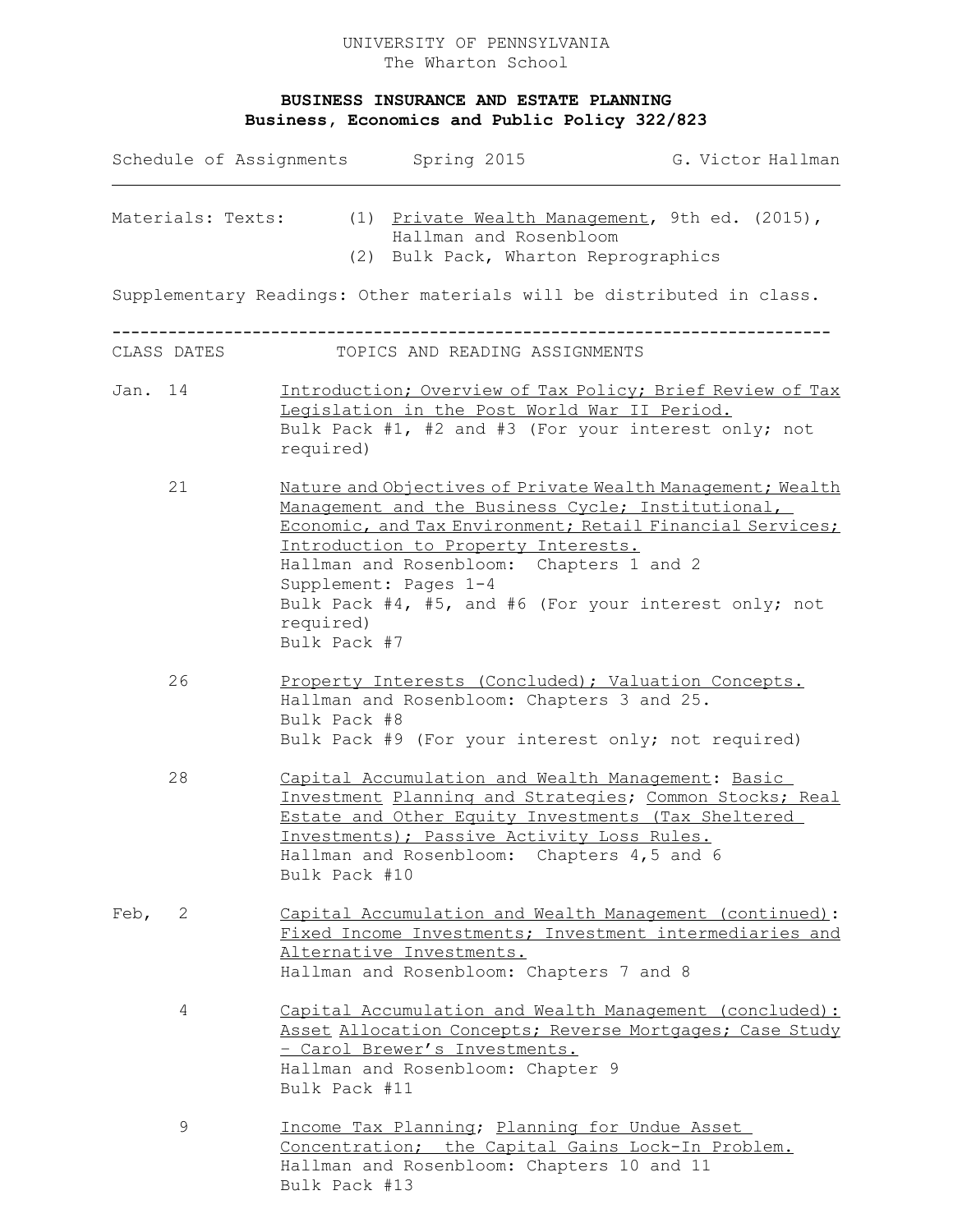UNIVERSITY OF PENNSYLVANIA
The Wharton School

# BUSINESS INSURANCE AND ESTATE PLANNING
## Business, Economics and Public Policy 322/823

Schedule of Assignments　　Spring 2015　　G. Victor Hallman

---

Materials: Texts:
(1) Private Wealth Management, 9th ed. (2015), Hallman and Rosenbloom
(2) Bulk Pack, Wharton Reprographics

Supplementary Readings: Other materials will be distributed in class.

---

| CLASS DATES | TOPICS AND READING ASSIGNMENTS |
| --- | --- |
| Jan. 14 | Introduction; Overview of Tax Policy; Brief Review of Tax Legislation in the Post World War II Period.<br>Bulk Pack #1, #2 and #3 (For your interest only; not required) |
| 21 | Nature and Objectives of Private Wealth Management; Wealth Management and the Business Cycle; Institutional, Economic, and Tax Environment; Retail Financial Services; Introduction to Property Interests.<br>Hallman and Rosenbloom: Chapters 1 and 2<br>Supplement: Pages 1-4<br>Bulk Pack #4, #5, and #6 (For your interest only; not required)<br>Bulk Pack #7 |
| 26 | Property Interests (Concluded); Valuation Concepts.<br>Hallman and Rosenbloom: Chapters 3 and 25.<br>Bulk Pack #8<br>Bulk Pack #9 (For your interest only; not required) |
| 28 | Capital Accumulation and Wealth Management: Basic Investment Planning and Strategies; Common Stocks; Real Estate and Other Equity Investments (Tax Sheltered Investments); Passive Activity Loss Rules.<br>Hallman and Rosenbloom: Chapters 4,5 and 6<br>Bulk Pack #10 |
| Feb, 2 | Capital Accumulation and Wealth Management (continued): Fixed Income Investments; Investment intermediaries and Alternative Investments.<br>Hallman and Rosenbloom: Chapters 7 and 8 |
| 4 | Capital Accumulation and Wealth Management (concluded): Asset Allocation Concepts; Reverse Mortgages; Case Study – Carol Brewer's Investments.<br>Hallman and Rosenbloom: Chapter 9<br>Bulk Pack #11 |
| 9 | Income Tax Planning; Planning for Undue Asset Concentration; the Capital Gains Lock-In Problem.<br>Hallman and Rosenbloom: Chapters 10 and 11<br>Bulk Pack #13 |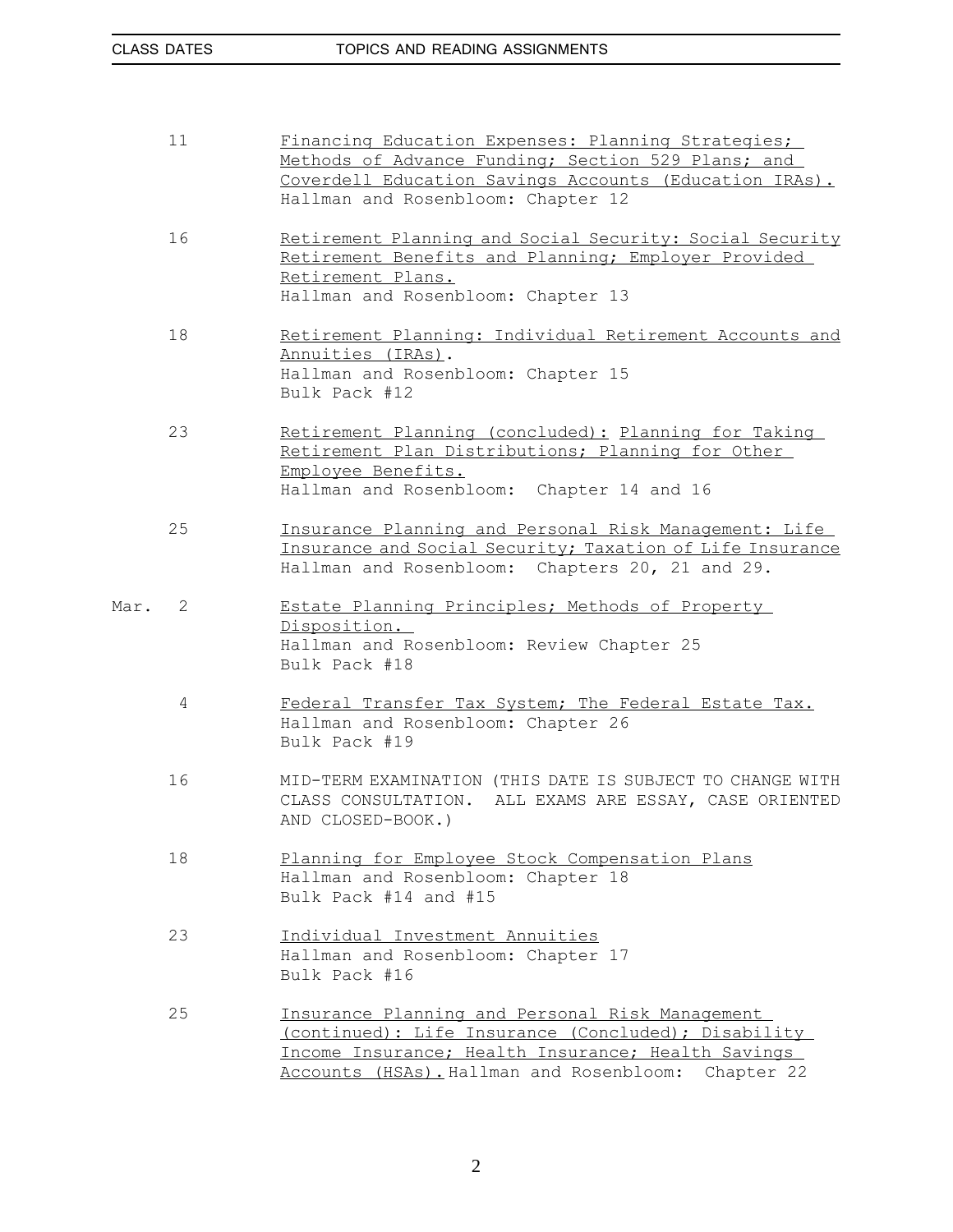| CLASS DATES | TOPICS AND READING ASSIGNMENTS |
|---|---|
| 11 | <u>Financing Education Expenses: Planning Strategies; Methods of Advance Funding; Section 529 Plans; and Coverdell Education Savings Accounts (Education IRAs).</u><br>Hallman and Rosenbloom: Chapter 12 |
| 16 | <u>Retirement Planning and Social Security: Social Security Retirement Benefits and Planning; Employer Provided Retirement Plans.</u><br>Hallman and Rosenbloom: Chapter 13 |
| 18 | <u>Retirement Planning: Individual Retirement Accounts and Annuities (IRAs)</u>.<br>Hallman and Rosenbloom: Chapter 15<br>Bulk Pack #12 |
| 23 | <u>Retirement Planning (concluded)</u>: <u>Planning for Taking Retirement Plan Distributions; Planning for Other Employee Benefits.</u><br>Hallman and Rosenbloom: Chapter 14 and 16 |
| 25 | <u>Insurance Planning and Personal Risk Management: Life Insurance and Social Security; Taxation of Life Insurance</u><br>Hallman and Rosenbloom: Chapters 20, 21 and 29. |
| Mar. 2 | <u>Estate Planning Principles; Methods of Property Disposition.</u><br>Hallman and Rosenbloom: Review Chapter 25<br>Bulk Pack #18 |
| 4 | <u>Federal Transfer Tax System; The Federal Estate Tax.</u><br>Hallman and Rosenbloom: Chapter 26<br>Bulk Pack #19 |
| 16 | MID-TERM EXAMINATION (THIS DATE IS SUBJECT TO CHANGE WITH CLASS CONSULTATION. ALL EXAMS ARE ESSAY, CASE ORIENTED AND CLOSED-BOOK.) |
| 18 | <u>Planning for Employee Stock Compensation Plans</u><br>Hallman and Rosenbloom: Chapter 18<br>Bulk Pack #14 and #15 |
| 23 | <u>Individual Investment Annuities</u><br>Hallman and Rosenbloom: Chapter 17<br>Bulk Pack #16 |
| 25 | <u>Insurance Planning and Personal Risk Management (continued): Life Insurance (Concluded); Disability Income Insurance; Health Insurance; Health Savings Accounts (HSAs).</u> Hallman and Rosenbloom: Chapter 22 |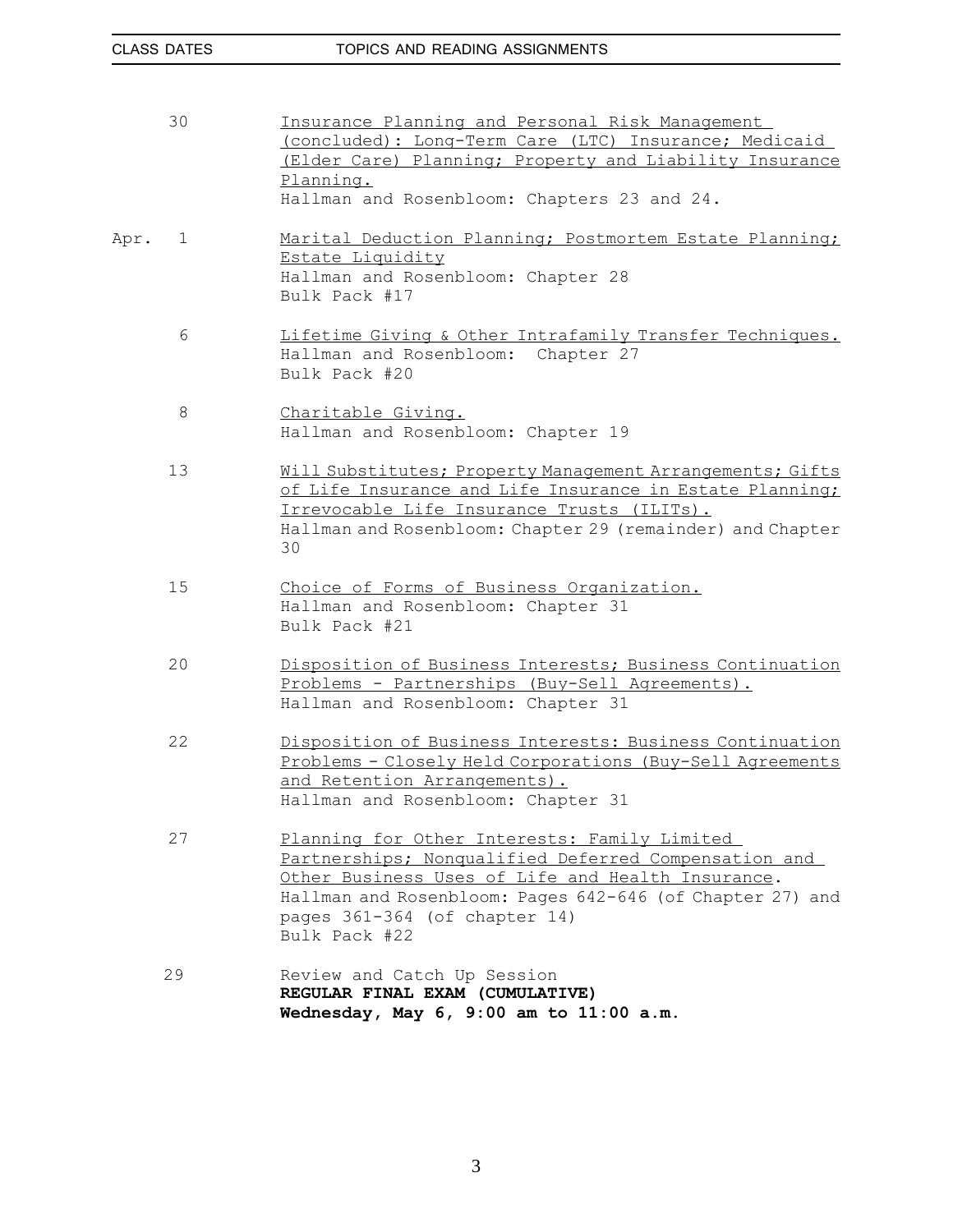| CLASS DATES | TOPICS AND READING ASSIGNMENTS |
| --- | --- |
| 30 | Insurance Planning and Personal Risk Management (concluded): Long-Term Care (LTC) Insurance; Medicaid (Elder Care) Planning; Property and Liability Insurance Planning.<br>Hallman and Rosenbloom: Chapters 23 and 24. |
| Apr. 1 | Marital Deduction Planning; Postmortem Estate Planning; Estate Liquidity<br>Hallman and Rosenbloom: Chapter 28<br>Bulk Pack #17 |
| 6 | Lifetime Giving & Other Intrafamily Transfer Techniques.<br>Hallman and Rosenbloom: Chapter 27<br>Bulk Pack #20 |
| 8 | Charitable Giving.<br>Hallman and Rosenbloom: Chapter 19 |
| 13 | Will Substitutes; Property Management Arrangements; Gifts of Life Insurance and Life Insurance in Estate Planning; Irrevocable Life Insurance Trusts (ILITs).<br>Hallman and Rosenbloom: Chapter 29 (remainder) and Chapter 30 |
| 15 | Choice of Forms of Business Organization.<br>Hallman and Rosenbloom: Chapter 31<br>Bulk Pack #21 |
| 20 | Disposition of Business Interests; Business Continuation Problems - Partnerships (Buy-Sell Agreements).<br>Hallman and Rosenbloom: Chapter 31 |
| 22 | Disposition of Business Interests: Business Continuation Problems - Closely Held Corporations (Buy-Sell Agreements and Retention Arrangements).<br>Hallman and Rosenbloom: Chapter 31 |
| 27 | Planning for Other Interests: Family Limited Partnerships; Nonqualified Deferred Compensation and Other Business Uses of Life and Health Insurance.<br>Hallman and Rosenbloom: Pages 642-646 (of Chapter 27) and pages 361-364 (of chapter 14)<br>Bulk Pack #22 |
| 29 | Review and Catch Up Session<br>**REGULAR FINAL EXAM (CUMULATIVE)**<br>**Wednesday, May 6, 9:00 am to 11:00 a.m.** |